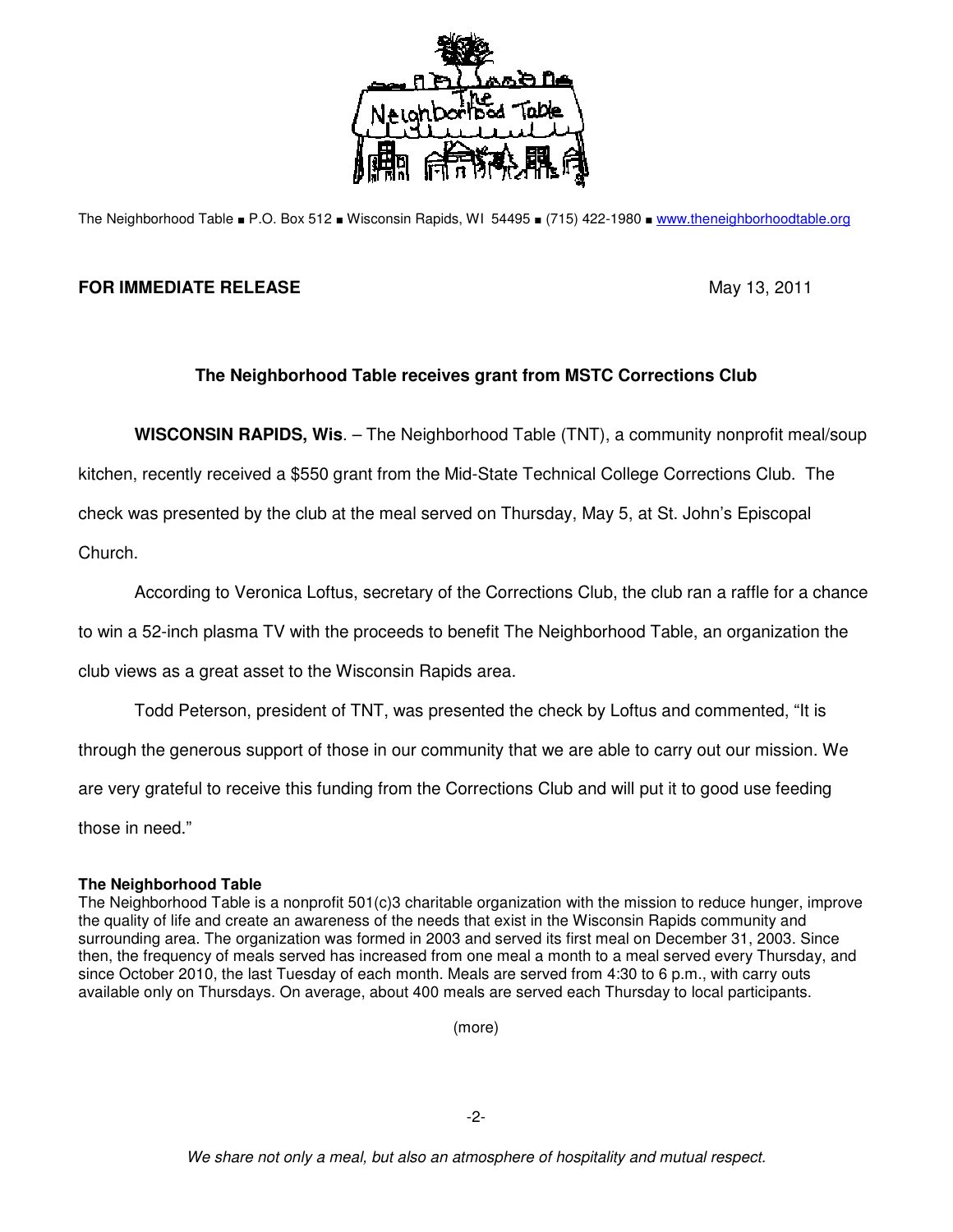The Neighborhood Table ■ P.O. Box 512 ■ Wisconsin Rapids, WI 54495 ■ (715) 422-1980 ■ www.theneighborhoodtable.org

**FOR IMMEDIATE RELEASE** May 13, 2011

## The Neighborhood Table receives grant from MSTC Corrections Club

**WISCONSIN RAPIDS, Wis**. – The Neighborhood Table (TNT), a community nonprofit meal/soup kitchen, recently received a $550 grant from the Mid-State Technical College Corrections Club. The check was presented by the club at the meal served on Thursday, May 5, at St. John's Episcopal Church.

According to Veronica Loftus, secretary of the Corrections Club, the club ran a raffle for a chance to win a 52-inch plasma TV with the proceeds to benefit The Neighborhood Table, an organization the club views as a great asset to the Wisconsin Rapids area.

Todd Peterson, president of TNT, was presented the check by Loftus and commented, "It is through the generous support of those in our community that we are able to carry out our mission. We are very grateful to receive this funding from the Corrections Club and will put it to good use feeding those in need."

**The Neighborhood Table**

The Neighborhood Table is a nonprofit 501(c)3 charitable organization with the mission to reduce hunger, improve the quality of life and create an awareness of the needs that exist in the Wisconsin Rapids community and surrounding area. The organization was formed in 2003 and served its first meal on December 31, 2003. Since then, the frequency of meals served has increased from one meal a month to a meal served every Thursday, and since October 2010, the last Tuesday of each month. Meals are served from 4:30 to 6 p.m., with carry outs available only on Thursdays. On average, about 400 meals are served each Thursday to local participants.

(more)

*We share not only a meal, but also an atmosphere of hospitality and mutual respect.*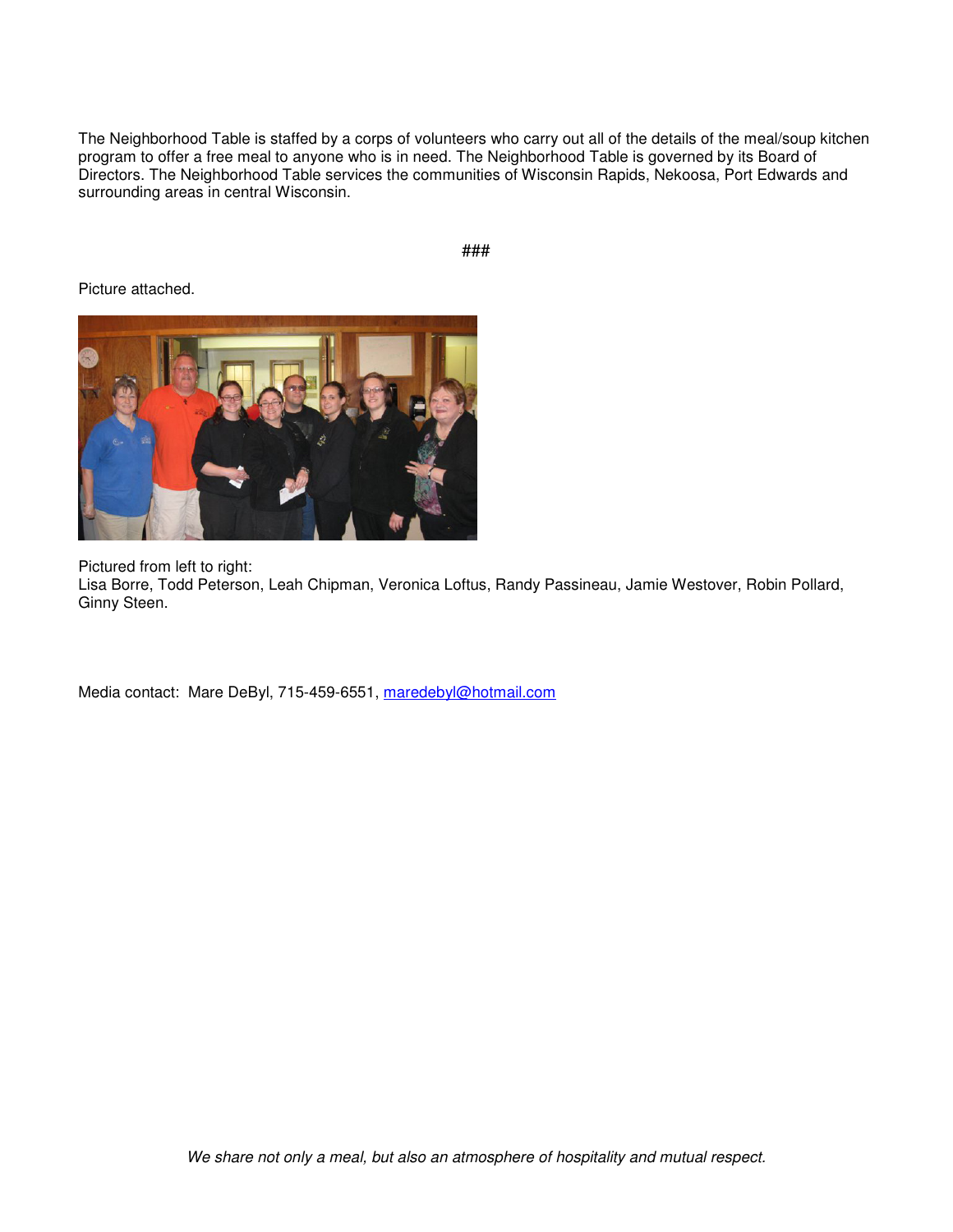The Neighborhood Table is staffed by a corps of volunteers who carry out all of the details of the meal/soup kitchen program to offer a free meal to anyone who is in need. The Neighborhood Table is governed by its Board of Directors. The Neighborhood Table services the communities of Wisconsin Rapids, Nekoosa, Port Edwards and surrounding areas in central Wisconsin.

###

Picture attached.

Pictured from left to right:
Lisa Borre, Todd Peterson, Leah Chipman, Veronica Loftus, Randy Passineau, Jamie Westover, Robin Pollard, Ginny Steen.

Media contact: Mare DeByl, 715-459-6551, maredebyl@hotmail.com

*We share not only a meal, but also an atmosphere of hospitality and mutual respect.*